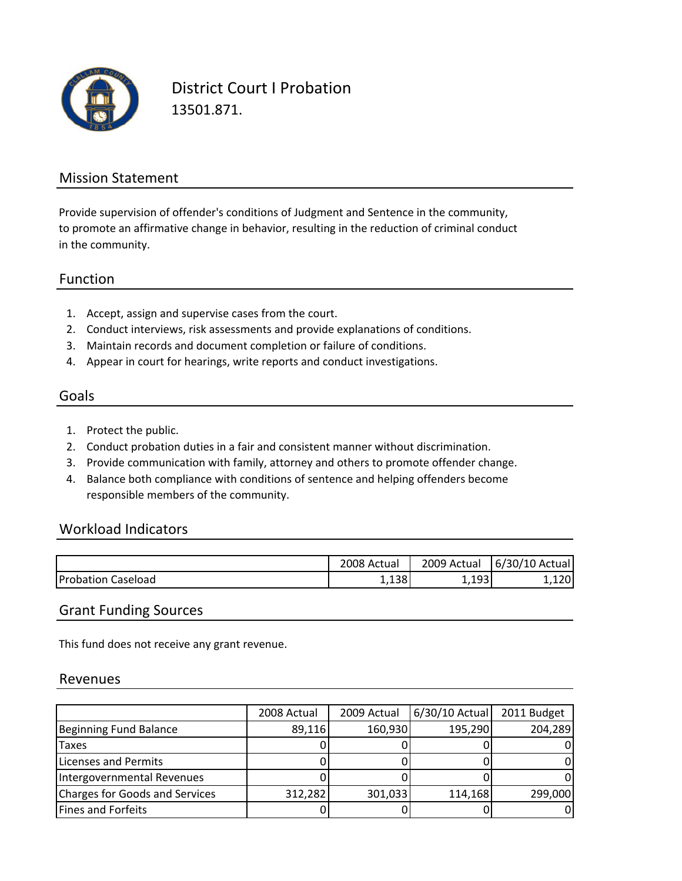# District Court I Probation

13501.871.

## Mission Statement

Provide supervision of offender's conditions of Judgment and Sentence in the community, to promote an affirmative change in behavior, resulting in the reduction of criminal conduct in the community.

## Function

1. Accept, assign and supervise cases from the court.
2. Conduct interviews, risk assessments and provide explanations of conditions.
3. Maintain records and document completion or failure of conditions.
4. Appear in court for hearings, write reports and conduct investigations.

## Goals

1. Protect the public.
2. Conduct probation duties in a fair and consistent manner without discrimination.
3. Provide communication with family, attorney and others to promote offender change.
4. Balance both compliance with conditions of sentence and helping offenders become responsible members of the community.

## Workload Indicators

| | 2008 Actual | 2009 Actual | 6/30/10 Actual |
|---|---|---|---|
| Probation Caseload | 1,138 | 1,193 | 1,120 |

## Grant Funding Sources

This fund does not receive any grant revenue.

## Revenues

| | 2008 Actual | 2009 Actual | 6/30/10 Actual | 2011 Budget |
|---|---|---|---|---|
| Beginning Fund Balance | 89,116 | 160,930 | 195,290 | 204,289 |
| Taxes | 0 | 0 | 0 | 0 |
| Licenses and Permits | 0 | 0 | 0 | 0 |
| Intergovernmental Revenues | 0 | 0 | 0 | 0 |
| Charges for Goods and Services | 312,282 | 301,033 | 114,168 | 299,000 |
| Fines and Forfeits | 0 | 0 | 0 | 0 |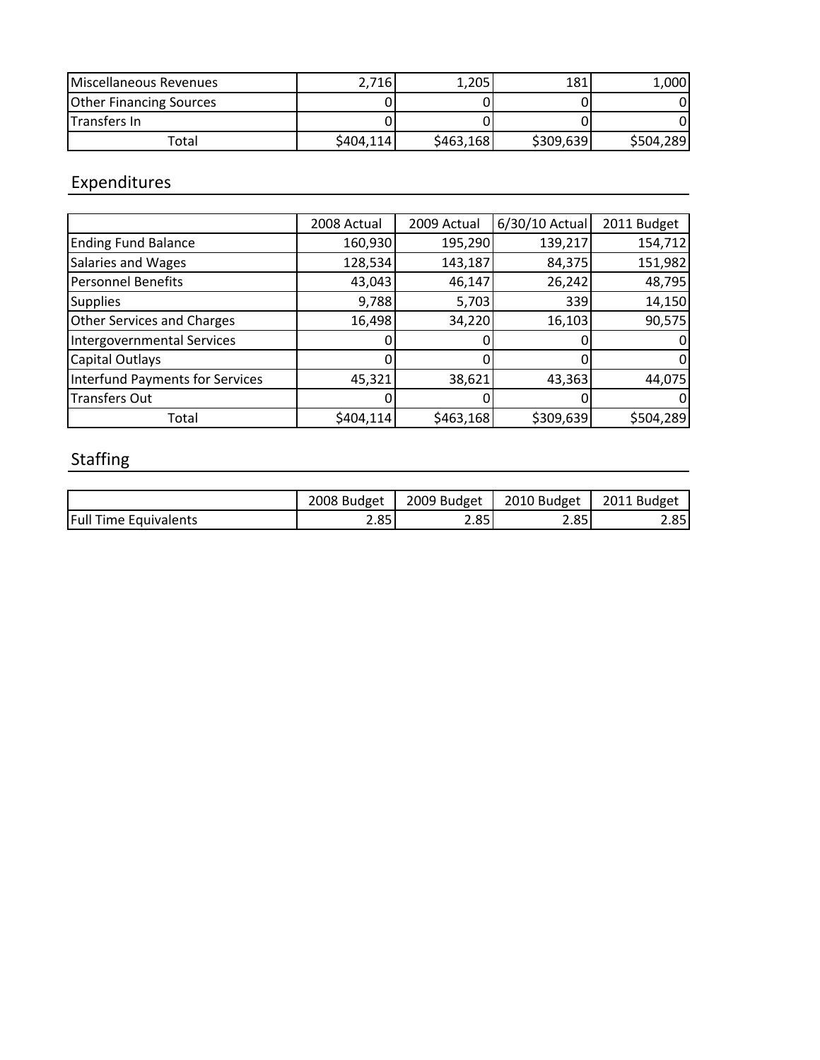| | | | | |
|---|---|---|---|---|
| Miscellaneous Revenues | 2,716 | 1,205 | 181 | 1,000 |
| Other Financing Sources | 0 | 0 | 0 | 0 |
| Transfers In | 0 | 0 | 0 | 0 |
| Total | $404,114 | $463,168 | $309,639 | $504,289 |

## Expenditures

| | 2008 Actual | 2009 Actual | 6/30/10 Actual | 2011 Budget |
|---|---|---|---|---|
| Ending Fund Balance | 160,930 | 195,290 | 139,217 | 154,712 |
| Salaries and Wages | 128,534 | 143,187 | 84,375 | 151,982 |
| Personnel Benefits | 43,043 | 46,147 | 26,242 | 48,795 |
| Supplies | 9,788 | 5,703 | 339 | 14,150 |
| Other Services and Charges | 16,498 | 34,220 | 16,103 | 90,575 |
| Intergovernmental Services | 0 | 0 | 0 | 0 |
| Capital Outlays | 0 | 0 | 0 | 0 |
| Interfund Payments for Services | 45,321 | 38,621 | 43,363 | 44,075 |
| Transfers Out | 0 | 0 | 0 | 0 |
| Total | $404,114 | $463,168 | $309,639 | $504,289 |

## Staffing

| | 2008 Budget | 2009 Budget | 2010 Budget | 2011 Budget |
|---|---|---|---|---|
| Full Time Equivalents | 2.85 | 2.85 | 2.85 | 2.85 |